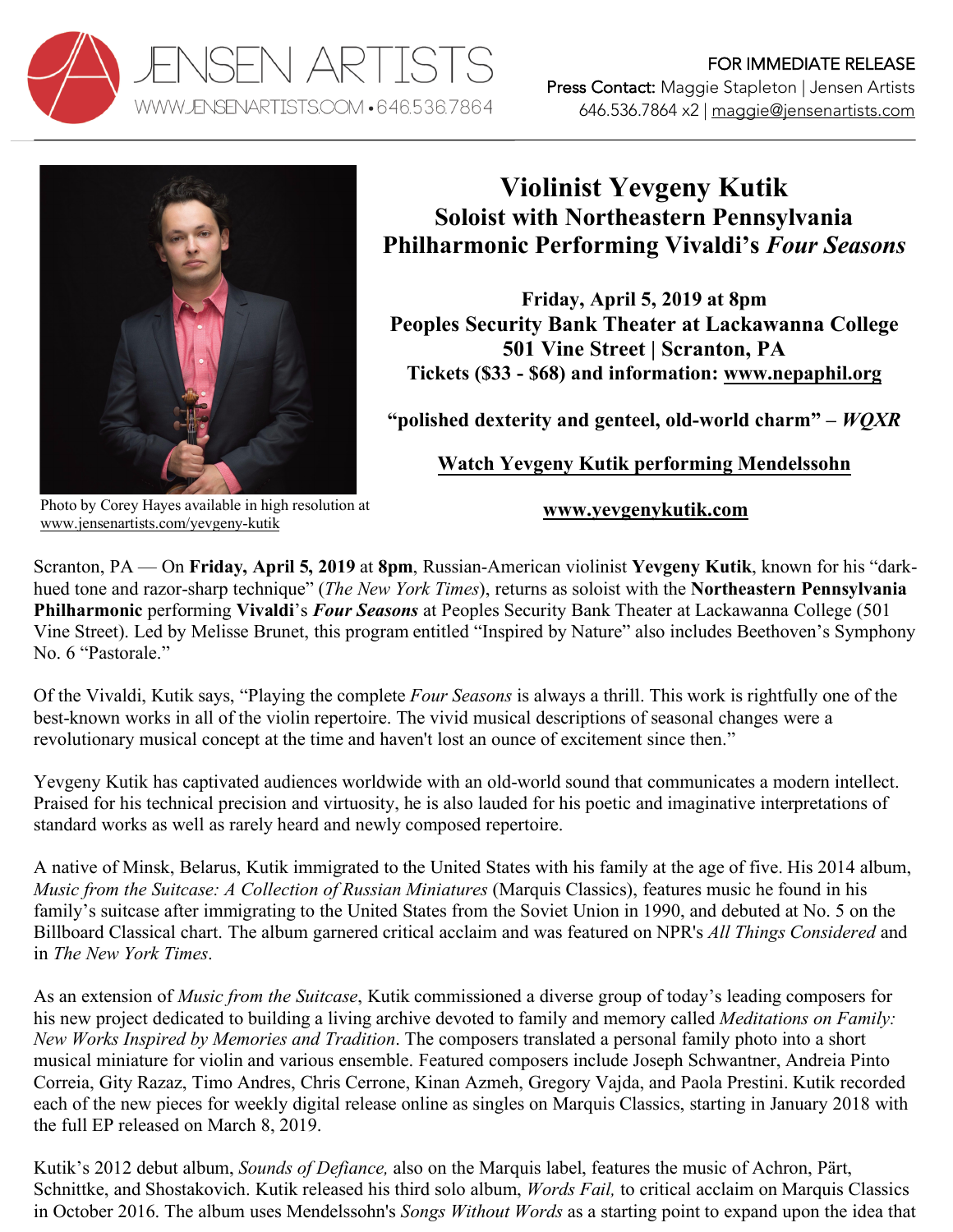JENSEN ARTISTS
WWW.JENSENARTISTS.COM • 646.536.7864

FOR IMMEDIATE RELEASE
**Press Contact:** Maggie Stapleton | Jensen Artists
646.536.7864 x2 | maggie@jensenartists.com

Photo by Corey Hayes available in high resolution at www.jensenartists.com/yevgeny-kutik

# Violinist Yevgeny Kutik
## Soloist with Northeastern Pennsylvania Philharmonic Performing Vivaldi's *Four Seasons*

**Friday, April 5, 2019 at 8pm**
**Peoples Security Bank Theater at Lackawanna College**
**501 Vine Street | Scranton, PA**
**Tickets ($33 - $68) and information: www.nepaphil.org**

**"polished dexterity and genteel, old-world charm" – *WQXR***

**Watch Yevgeny Kutik performing Mendelssohn**

**www.yevgenykutik.com**

Scranton, PA — On **Friday, April 5, 2019** at **8pm**, Russian-American violinist **Yevgeny Kutik**, known for his "dark-hued tone and razor-sharp technique" (*The New York Times*), returns as soloist with the **Northeastern Pennsylvania Philharmonic** performing **Vivaldi**'s ***Four Seasons*** at Peoples Security Bank Theater at Lackawanna College (501 Vine Street). Led by Melisse Brunet, this program entitled "Inspired by Nature" also includes Beethoven's Symphony No. 6 "Pastorale."

Of the Vivaldi, Kutik says, "Playing the complete *Four Seasons* is always a thrill. This work is rightfully one of the best-known works in all of the violin repertoire. The vivid musical descriptions of seasonal changes were a revolutionary musical concept at the time and haven't lost an ounce of excitement since then."

Yevgeny Kutik has captivated audiences worldwide with an old-world sound that communicates a modern intellect. Praised for his technical precision and virtuosity, he is also lauded for his poetic and imaginative interpretations of standard works as well as rarely heard and newly composed repertoire.

A native of Minsk, Belarus, Kutik immigrated to the United States with his family at the age of five. His 2014 album, *Music from the Suitcase: A Collection of Russian Miniatures* (Marquis Classics), features music he found in his family's suitcase after immigrating to the United States from the Soviet Union in 1990, and debuted at No. 5 on the Billboard Classical chart. The album garnered critical acclaim and was featured on NPR's *All Things Considered* and in *The New York Times*.

As an extension of *Music from the Suitcase*, Kutik commissioned a diverse group of today's leading composers for his new project dedicated to building a living archive devoted to family and memory called *Meditations on Family: New Works Inspired by Memories and Tradition*. The composers translated a personal family photo into a short musical miniature for violin and various ensemble. Featured composers include Joseph Schwantner, Andreia Pinto Correia, Gity Razaz, Timo Andres, Chris Cerrone, Kinan Azmeh, Gregory Vajda, and Paola Prestini. Kutik recorded each of the new pieces for weekly digital release online as singles on Marquis Classics, starting in January 2018 with the full EP released on March 8, 2019.

Kutik's 2012 debut album, *Sounds of Defiance,* also on the Marquis label, features the music of Achron, Pärt, Schnittke, and Shostakovich. Kutik released his third solo album, *Words Fail,* to critical acclaim on Marquis Classics in October 2016. The album uses Mendelssohn's *Songs Without Words* as a starting point to expand upon the idea that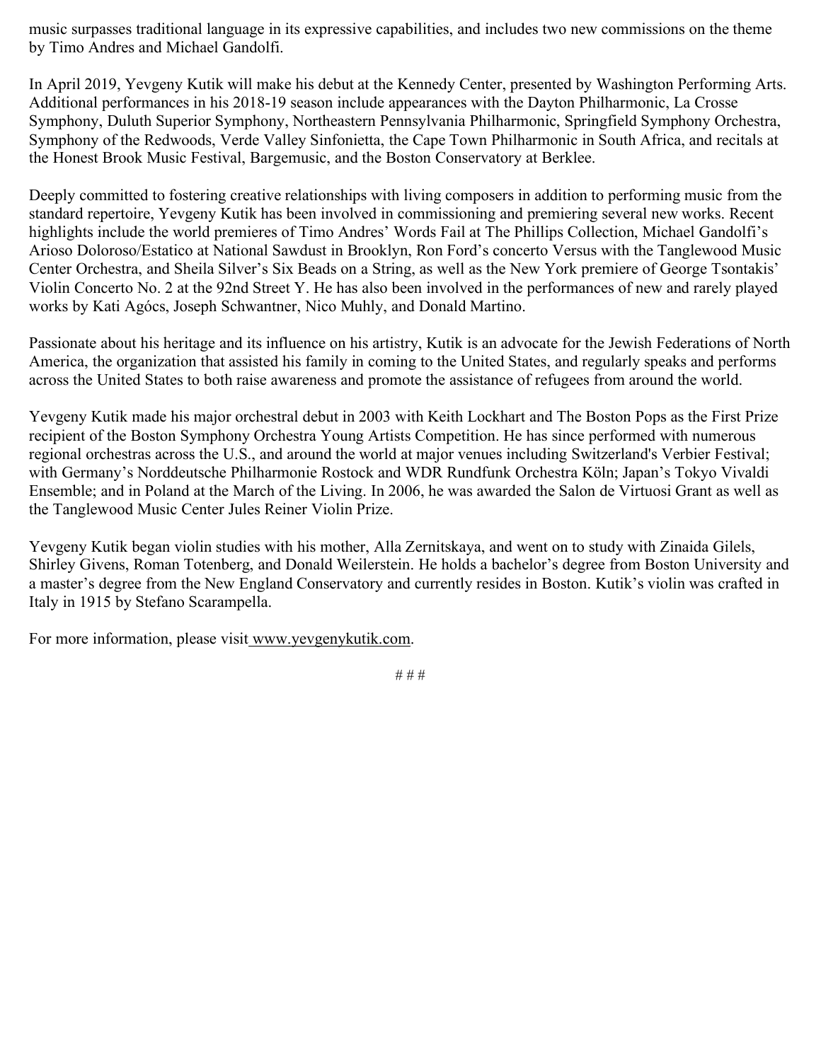music surpasses traditional language in its expressive capabilities, and includes two new commissions on the theme by Timo Andres and Michael Gandolfi.

In April 2019, Yevgeny Kutik will make his debut at the Kennedy Center, presented by Washington Performing Arts. Additional performances in his 2018-19 season include appearances with the Dayton Philharmonic, La Crosse Symphony, Duluth Superior Symphony, Northeastern Pennsylvania Philharmonic, Springfield Symphony Orchestra, Symphony of the Redwoods, Verde Valley Sinfonietta, the Cape Town Philharmonic in South Africa, and recitals at the Honest Brook Music Festival, Bargemusic, and the Boston Conservatory at Berklee.

Deeply committed to fostering creative relationships with living composers in addition to performing music from the standard repertoire, Yevgeny Kutik has been involved in commissioning and premiering several new works. Recent highlights include the world premieres of Timo Andres' Words Fail at The Phillips Collection, Michael Gandolfi's Arioso Doloroso/Estatico at National Sawdust in Brooklyn, Ron Ford's concerto Versus with the Tanglewood Music Center Orchestra, and Sheila Silver's Six Beads on a String, as well as the New York premiere of George Tsontakis' Violin Concerto No. 2 at the 92nd Street Y. He has also been involved in the performances of new and rarely played works by Kati Agócs, Joseph Schwantner, Nico Muhly, and Donald Martino.

Passionate about his heritage and its influence on his artistry, Kutik is an advocate for the Jewish Federations of North America, the organization that assisted his family in coming to the United States, and regularly speaks and performs across the United States to both raise awareness and promote the assistance of refugees from around the world.

Yevgeny Kutik made his major orchestral debut in 2003 with Keith Lockhart and The Boston Pops as the First Prize recipient of the Boston Symphony Orchestra Young Artists Competition. He has since performed with numerous regional orchestras across the U.S., and around the world at major venues including Switzerland's Verbier Festival; with Germany's Norddeutsche Philharmonie Rostock and WDR Rundfunk Orchestra Köln; Japan's Tokyo Vivaldi Ensemble; and in Poland at the March of the Living. In 2006, he was awarded the Salon de Virtuosi Grant as well as the Tanglewood Music Center Jules Reiner Violin Prize.

Yevgeny Kutik began violin studies with his mother, Alla Zernitskaya, and went on to study with Zinaida Gilels, Shirley Givens, Roman Totenberg, and Donald Weilerstein. He holds a bachelor's degree from Boston University and a master's degree from the New England Conservatory and currently resides in Boston. Kutik's violin was crafted in Italy in 1915 by Stefano Scarampella.

For more information, please visit www.yevgenykutik.com.

# # #